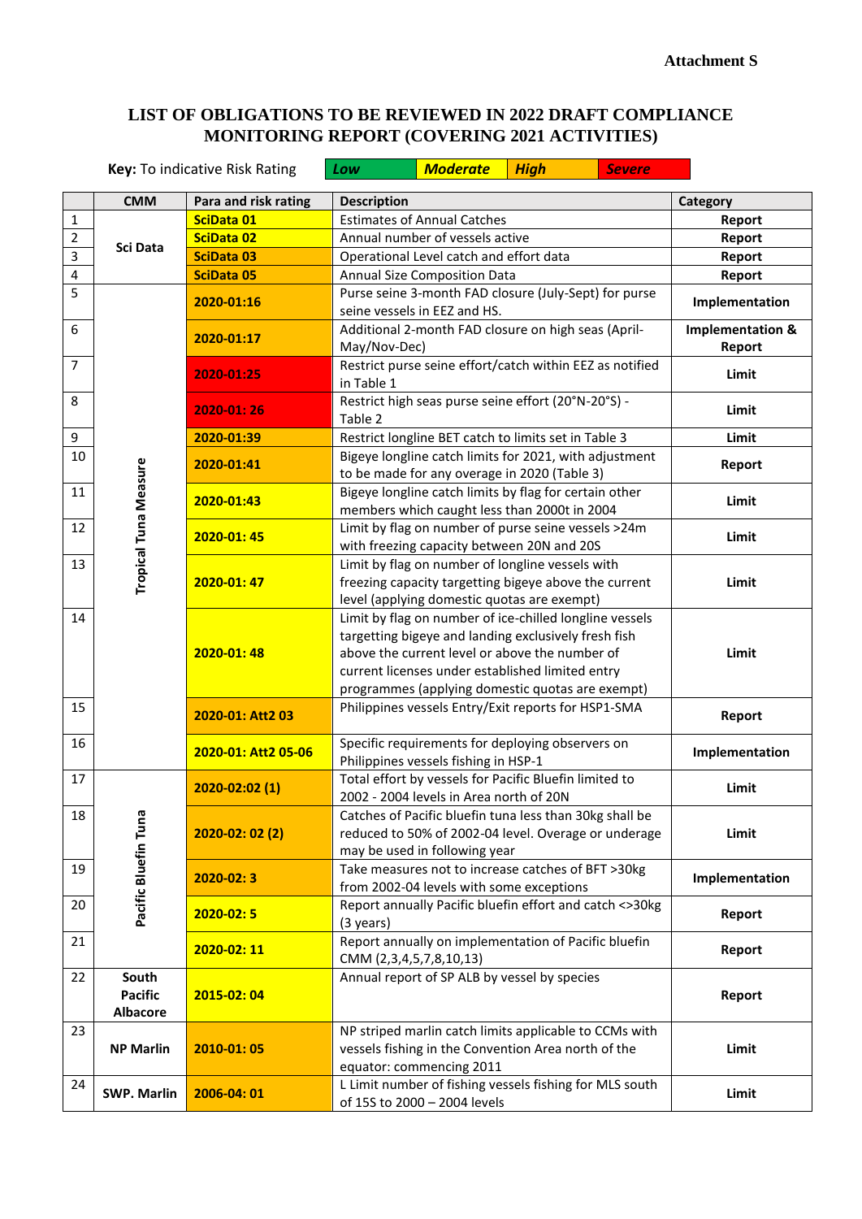**Attachment S**

# LIST OF OBLIGATIONS TO BE REVIEWED IN 2022 DRAFT COMPLIANCE MONITORING REPORT (COVERING 2021 ACTIVITIES)

**Key:** To indicative Risk Rating | *Low* | *Moderate* | *High* | *Severe*

| | CMM | Para and risk rating | Description | Category |
|---|---|---|---|---|
| 1 | Sci Data | SciData 01 | Estimates of Annual Catches | Report |
| 2 | | SciData 02 | Annual number of vessels active | Report |
| 3 | | SciData 03 | Operational Level catch and effort data | Report |
| 4 | | SciData 05 | Annual Size Composition Data | Report |
| 5 | Tropical Tuna Measure | 2020-01:16 | Purse seine 3-month FAD closure (July-Sept) for purse seine vessels in EEZ and HS. | Implementation |
| 6 | | 2020-01:17 | Additional 2-month FAD closure on high seas (April-May/Nov-Dec) | Implementation & Report |
| 7 | | 2020-01:25 | Restrict purse seine effort/catch within EEZ as notified in Table 1 | Limit |
| 8 | | 2020-01: 26 | Restrict high seas purse seine effort (20°N-20°S) - Table 2 | Limit |
| 9 | | 2020-01:39 | Restrict longline BET catch to limits set in Table 3 | Limit |
| 10 | | 2020-01:41 | Bigeye longline catch limits for 2021, with adjustment to be made for any overage in 2020 (Table 3) | Report |
| 11 | | 2020-01:43 | Bigeye longline catch limits by flag for certain other members which caught less than 2000t in 2004 | Limit |
| 12 | | 2020-01: 45 | Limit by flag on number of purse seine vessels >24m with freezing capacity between 20N and 20S | Limit |
| 13 | | 2020-01: 47 | Limit by flag on number of longline vessels with freezing capacity targetting bigeye above the current level (applying domestic quotas are exempt) | Limit |
| 14 | | 2020-01: 48 | Limit by flag on number of ice-chilled longline vessels targetting bigeye and landing exclusively fresh fish above the current level or above the number of current licenses under established limited entry programmes (applying domestic quotas are exempt) | Limit |
| 15 | | 2020-01: Att2 03 | Philippines vessels Entry/Exit reports for HSP1-SMA | Report |
| 16 | | 2020-01: Att2 05-06 | Specific requirements for deploying observers on Philippines vessels fishing in HSP-1 | Implementation |
| 17 | Pacific Bluefin Tuna | 2020-02:02 (1) | Total effort by vessels for Pacific Bluefin limited to 2002 - 2004 levels in Area north of 20N | Limit |
| 18 | | 2020-02: 02 (2) | Catches of Pacific bluefin tuna less than 30kg shall be reduced to 50% of 2002-04 level. Overage or underage may be used in following year | Limit |
| 19 | | 2020-02: 3 | Take measures not to increase catches of BFT >30kg from 2002-04 levels with some exceptions | Implementation |
| 20 | | 2020-02: 5 | Report annually Pacific bluefin effort and catch <>30kg (3 years) | Report |
| 21 | | 2020-02: 11 | Report annually on implementation of Pacific bluefin CMM (2,3,4,5,7,8,10,13) | Report |
| 22 | South Pacific Albacore | 2015-02: 04 | Annual report of SP ALB by vessel by species | Report |
| 23 | NP Marlin | 2010-01: 05 | NP striped marlin catch limits applicable to CCMs with vessels fishing in the Convention Area north of the equator: commencing 2011 | Limit |
| 24 | SWP. Marlin | 2006-04: 01 | L Limit number of fishing vessels fishing for MLS south of 15S to 2000 – 2004 levels | Limit |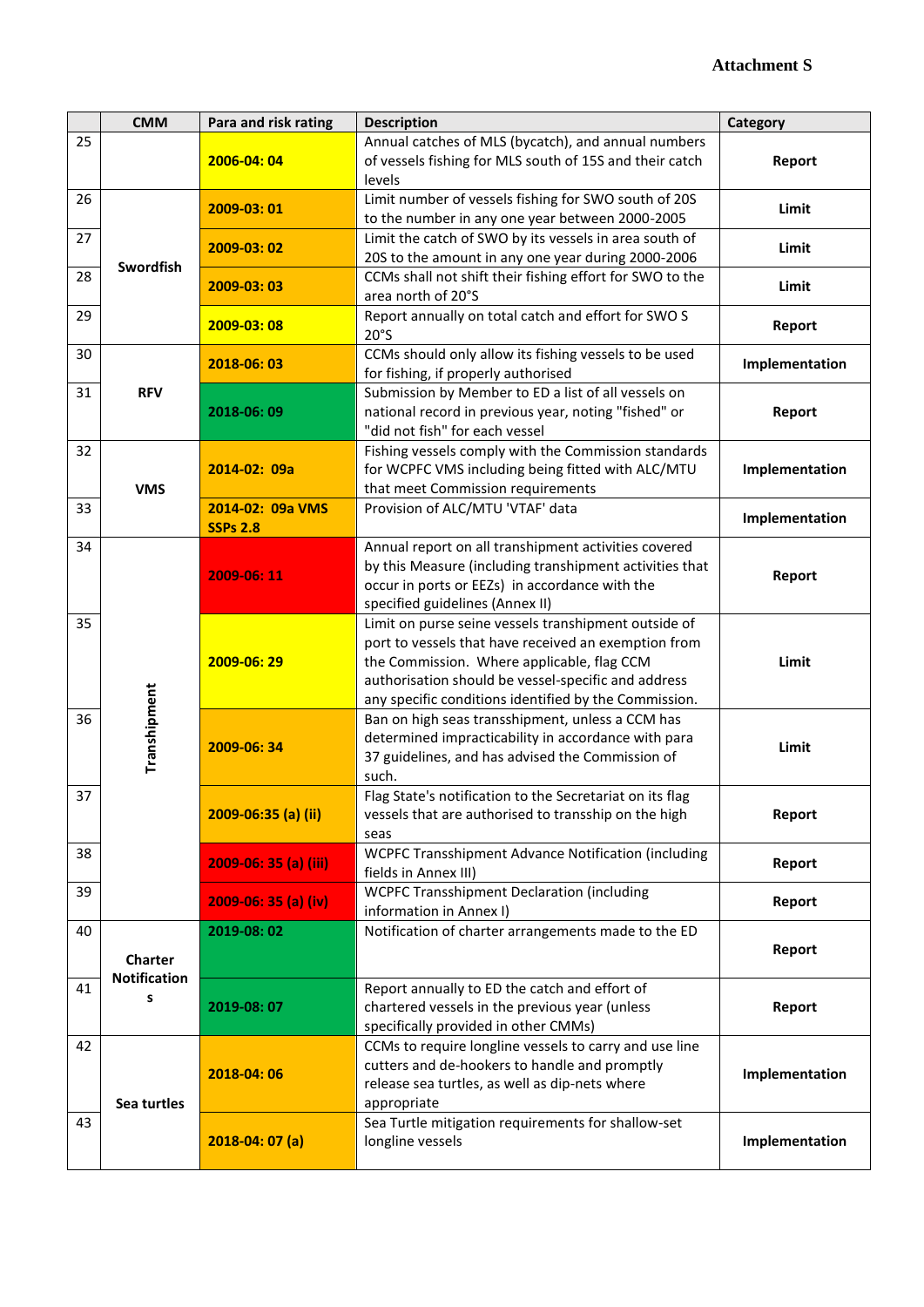**Attachment S**

| | CMM | Para and risk rating | Description | Category |
|---|---|---|---|---|
| 25 | | 2006-04: 04 | Annual catches of MLS (bycatch), and annual numbers of vessels fishing for MLS south of 15S and their catch levels | Report |
| 26 | Swordfish | 2009-03: 01 | Limit number of vessels fishing for SWO south of 20S to the number in any one year between 2000-2005 | Limit |
| 27 | | 2009-03: 02 | Limit the catch of SWO by its vessels in area south of 20S to the amount in any one year during 2000-2006 | Limit |
| 28 | | 2009-03: 03 | CCMs shall not shift their fishing effort for SWO to the area north of 20°S | Limit |
| 29 | | 2009-03: 08 | Report annually on total catch and effort for SWO S 20°S | Report |
| 30 | RFV | 2018-06: 03 | CCMs should only allow its fishing vessels to be used for fishing, if properly authorised | Implementation |
| 31 | | 2018-06: 09 | Submission by Member to ED a list of all vessels on national record in previous year, noting "fished" or "did not fish" for each vessel | Report |
| 32 | VMS | 2014-02: 09a | Fishing vessels comply with the Commission standards for WCPFC VMS including being fitted with ALC/MTU that meet Commission requirements | Implementation |
| 33 | | 2014-02: 09a VMS SSPs 2.8 | Provision of ALC/MTU 'VTAF' data | Implementation |
| 34 | Transhipment | 2009-06: 11 | Annual report on all transhipment activities covered by this Measure (including transhipment activities that occur in ports or EEZs) in accordance with the specified guidelines (Annex II) | Report |
| 35 | | 2009-06: 29 | Limit on purse seine vessels transhipment outside of port to vessels that have received an exemption from the Commission. Where applicable, flag CCM authorisation should be vessel-specific and address any specific conditions identified by the Commission. | Limit |
| 36 | | 2009-06: 34 | Ban on high seas transshipment, unless a CCM has determined impracticability in accordance with para 37 guidelines, and has advised the Commission of such. | Limit |
| 37 | | 2009-06:35 (a) (ii) | Flag State's notification to the Secretariat on its flag vessels that are authorised to transship on the high seas | Report |
| 38 | | 2009-06: 35 (a) (iii) | WCPFC Transshipment Advance Notification (including fields in Annex III) | Report |
| 39 | | 2009-06: 35 (a) (iv) | WCPFC Transshipment Declaration (including information in Annex I) | Report |
| 40 | Charter Notifications | 2019-08: 02 | Notification of charter arrangements made to the ED | Report |
| 41 | | 2019-08: 07 | Report annually to ED the catch and effort of chartered vessels in the previous year (unless specifically provided in other CMMs) | Report |
| 42 | Sea turtles | 2018-04: 06 | CCMs to require longline vessels to carry and use line cutters and de-hookers to handle and promptly release sea turtles, as well as dip-nets where appropriate | Implementation |
| 43 | | 2018-04: 07 (a) | Sea Turtle mitigation requirements for shallow-set longline vessels | Implementation |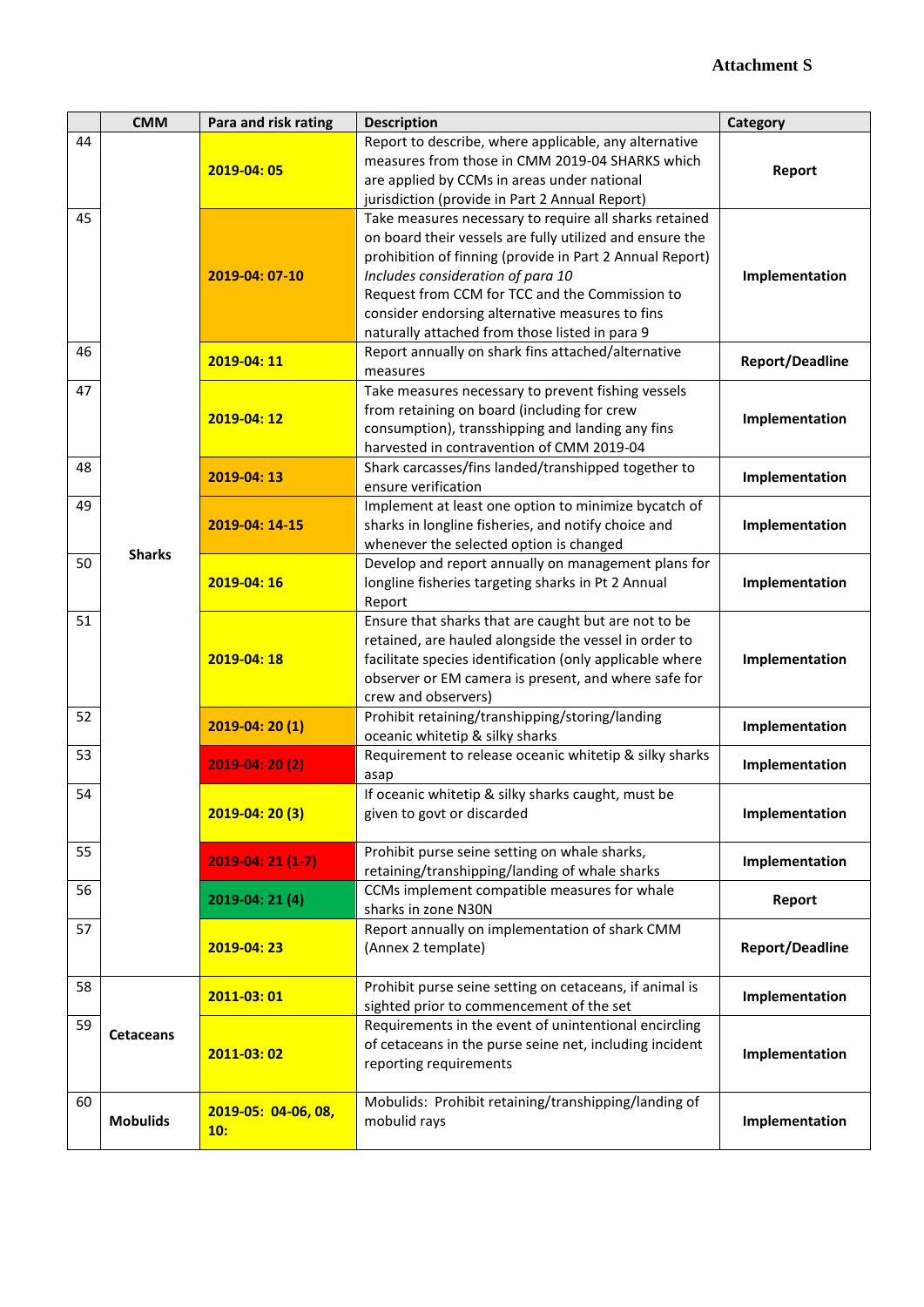**Attachment S**

| | CMM | Para and risk rating | Description | Category |
|---|---|---|---|---|
| 44 | Sharks | 2019-04: 05 | Report to describe, where applicable, any alternative measures from those in CMM 2019-04 SHARKS which are applied by CCMs in areas under national jurisdiction (provide in Part 2 Annual Report) | Report |
| 45 | | 2019-04: 07-10 | Take measures necessary to require all sharks retained on board their vessels are fully utilized and ensure the prohibition of finning (provide in Part 2 Annual Report) *Includes consideration of para 10* Request from CCM for TCC and the Commission to consider endorsing alternative measures to fins naturally attached from those listed in para 9 | Implementation |
| 46 | | 2019-04: 11 | Report annually on shark fins attached/alternative measures | Report/Deadline |
| 47 | | 2019-04: 12 | Take measures necessary to prevent fishing vessels from retaining on board (including for crew consumption), transshipping and landing any fins harvested in contravention of CMM 2019-04 | Implementation |
| 48 | | 2019-04: 13 | Shark carcasses/fins landed/transhipped together to ensure verification | Implementation |
| 49 | | 2019-04: 14-15 | Implement at least one option to minimize bycatch of sharks in longline fisheries, and notify choice and whenever the selected option is changed | Implementation |
| 50 | | 2019-04: 16 | Develop and report annually on management plans for longline fisheries targeting sharks in Pt 2 Annual Report | Implementation |
| 51 | | 2019-04: 18 | Ensure that sharks that are caught but are not to be retained, are hauled alongside the vessel in order to facilitate species identification (only applicable where observer or EM camera is present, and where safe for crew and observers) | Implementation |
| 52 | | 2019-04: 20 (1) | Prohibit retaining/transhipping/storing/landing oceanic whitetip & silky sharks | Implementation |
| 53 | | 2019-04: 20 (2) | Requirement to release oceanic whitetip & silky sharks asap | Implementation |
| 54 | | 2019-04: 20 (3) | If oceanic whitetip & silky sharks caught, must be given to govt or discarded | Implementation |
| 55 | | 2019-04: 21 (1-7) | Prohibit purse seine setting on whale sharks, retaining/transhipping/landing of whale sharks | Implementation |
| 56 | | 2019-04: 21 (4) | CCMs implement compatible measures for whale sharks in zone N30N | Report |
| 57 | | 2019-04: 23 | Report annually on implementation of shark CMM (Annex 2 template) | Report/Deadline |
| 58 | Cetaceans | 2011-03: 01 | Prohibit purse seine setting on cetaceans, if animal is sighted prior to commencement of the set | Implementation |
| 59 | | 2011-03: 02 | Requirements in the event of unintentional encircling of cetaceans in the purse seine net, including incident reporting requirements | Implementation |
| 60 | Mobulids | 2019-05: 04-06, 08, 10: | Mobulids: Prohibit retaining/transhipping/landing of mobulid rays | Implementation |